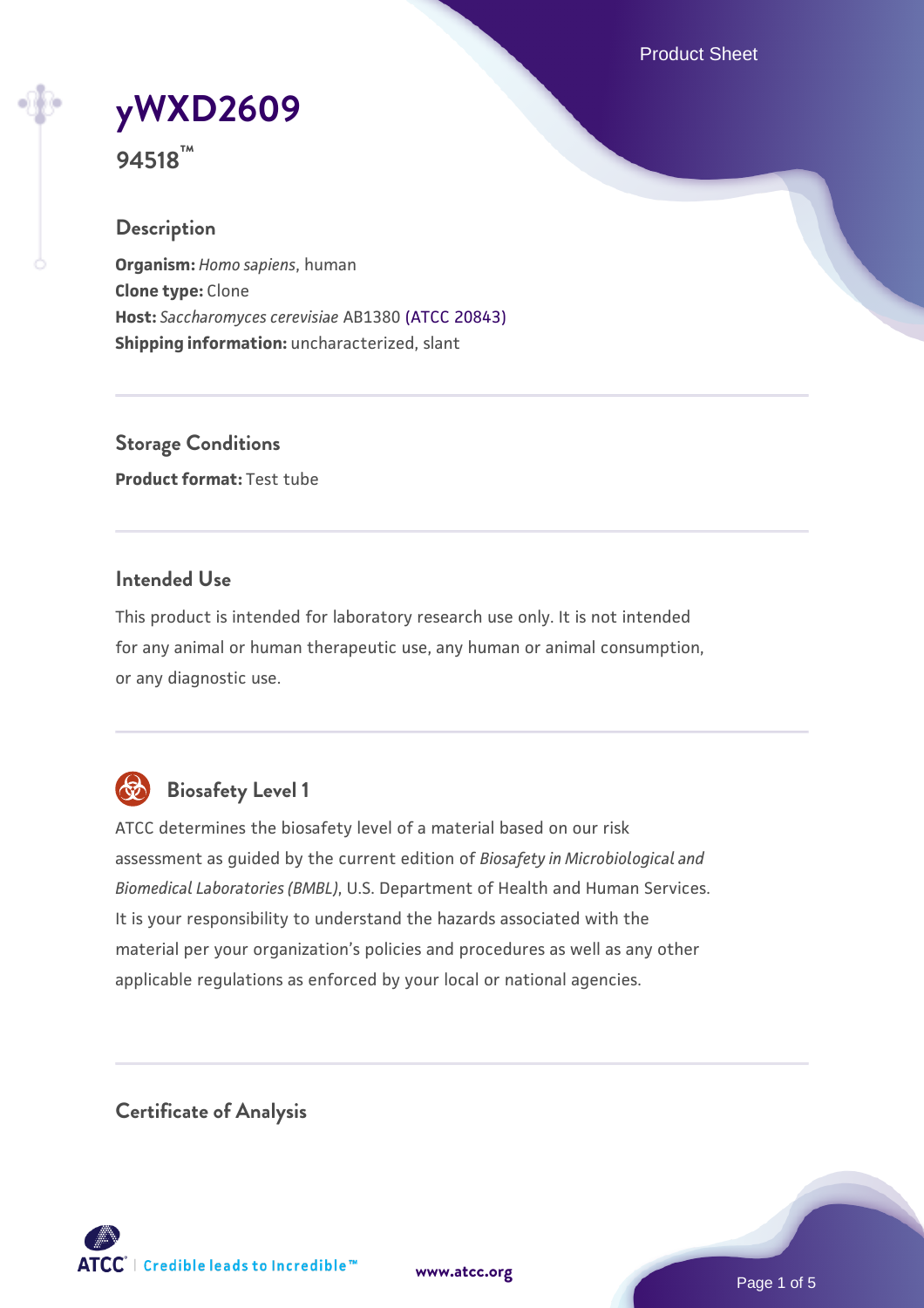# yWXD2609

**94518™**

## Description

**Organism:** *Homo sapiens*, human
**Clone type:** Clone
**Host:** *Saccharomyces cerevisiae* AB1380 (ATCC 20843)
**Shipping information:** uncharacterized, slant

## Storage Conditions

**Product format:** Test tube

## Intended Use

This product is intended for laboratory research use only. It is not intended for any animal or human therapeutic use, any human or animal consumption, or any diagnostic use.

## Biosafety Level 1

ATCC determines the biosafety level of a material based on our risk assessment as guided by the current edition of *Biosafety in Microbiological and Biomedical Laboratories (BMBL)*, U.S. Department of Health and Human Services. It is your responsibility to understand the hazards associated with the material per your organization's policies and procedures as well as any other applicable regulations as enforced by your local or national agencies.

## Certificate of Analysis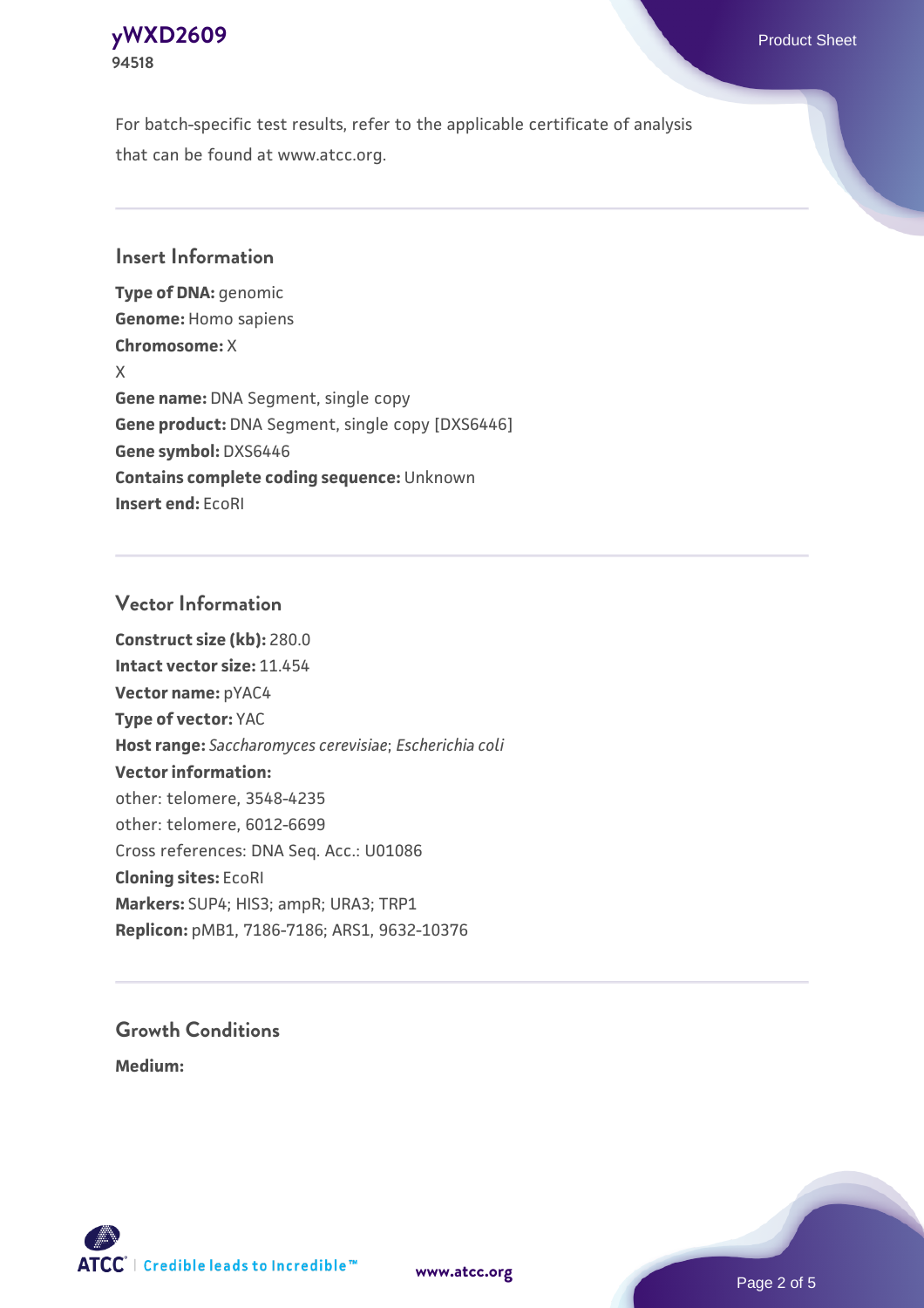For batch-specific test results, refer to the applicable certificate of analysis that can be found at www.atcc.org.

## Insert Information

**Type of DNA:** genomic
**Genome:** Homo sapiens
**Chromosome:** X
X
**Gene name:** DNA Segment, single copy
**Gene product:** DNA Segment, single copy [DXS6446]
**Gene symbol:** DXS6446
**Contains complete coding sequence:** Unknown
**Insert end:** EcoRI

## Vector Information

**Construct size (kb):** 280.0
**Intact vector size:** 11.454
**Vector name:** pYAC4
**Type of vector:** YAC
**Host range:** *Saccharomyces cerevisiae*; *Escherichia coli*
**Vector information:**
other: telomere, 3548-4235
other: telomere, 6012-6699
Cross references: DNA Seq. Acc.: U01086
**Cloning sites:** EcoRI
**Markers:** SUP4; HIS3; ampR; URA3; TRP1
**Replicon:** pMB1, 7186-7186; ARS1, 9632-10376

## Growth Conditions

**Medium:**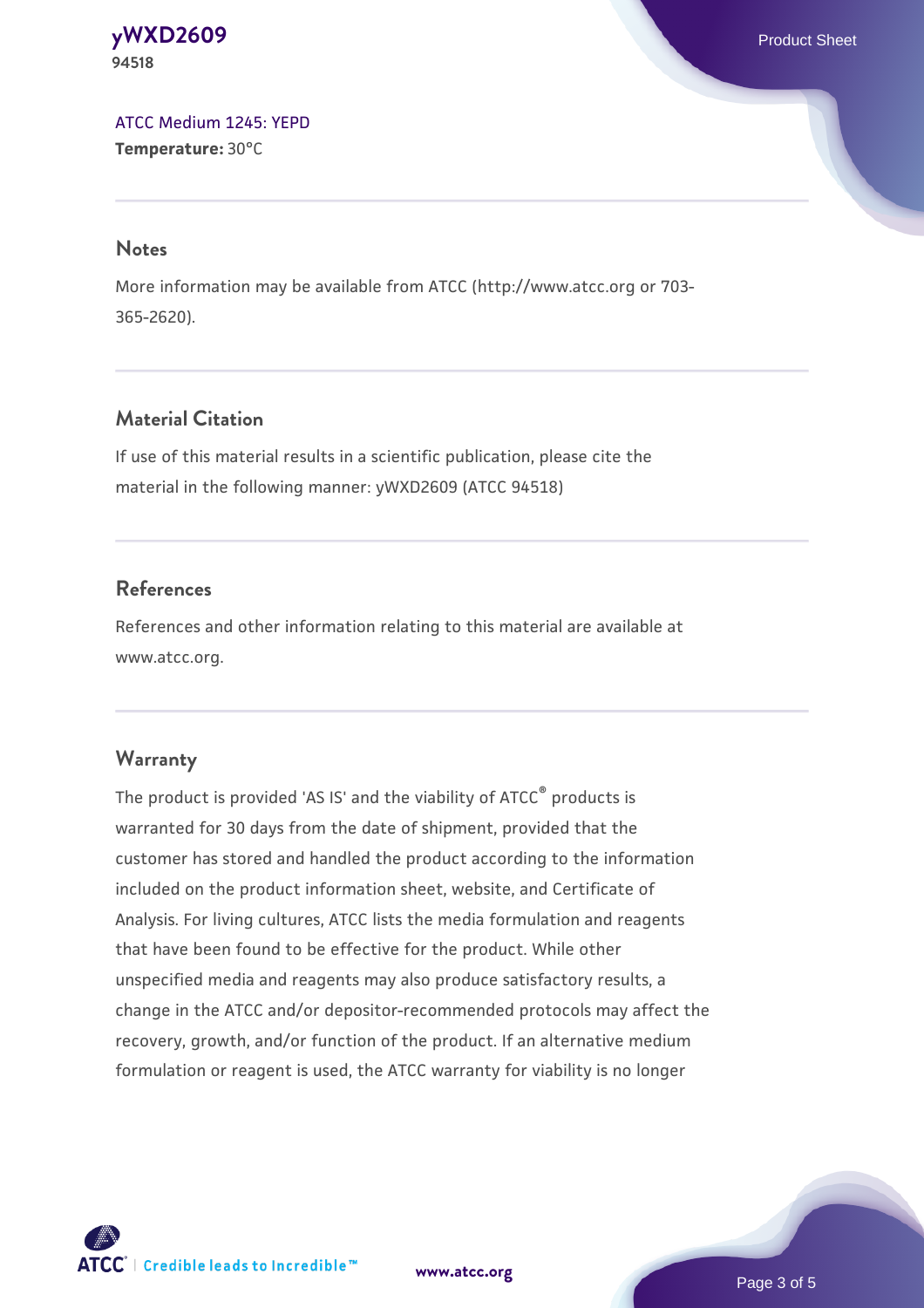ATCC Medium 1245: YEPD
**Temperature:** 30°C

## Notes

More information may be available from ATCC (http://www.atcc.org or 703-365-2620).

## Material Citation

If use of this material results in a scientific publication, please cite the material in the following manner: yWXD2609 (ATCC 94518)

## References

References and other information relating to this material are available at www.atcc.org.

## Warranty

The product is provided 'AS IS' and the viability of ATCC® products is warranted for 30 days from the date of shipment, provided that the customer has stored and handled the product according to the information included on the product information sheet, website, and Certificate of Analysis. For living cultures, ATCC lists the media formulation and reagents that have been found to be effective for the product. While other unspecified media and reagents may also produce satisfactory results, a change in the ATCC and/or depositor-recommended protocols may affect the recovery, growth, and/or function of the product. If an alternative medium formulation or reagent is used, the ATCC warranty for viability is no longer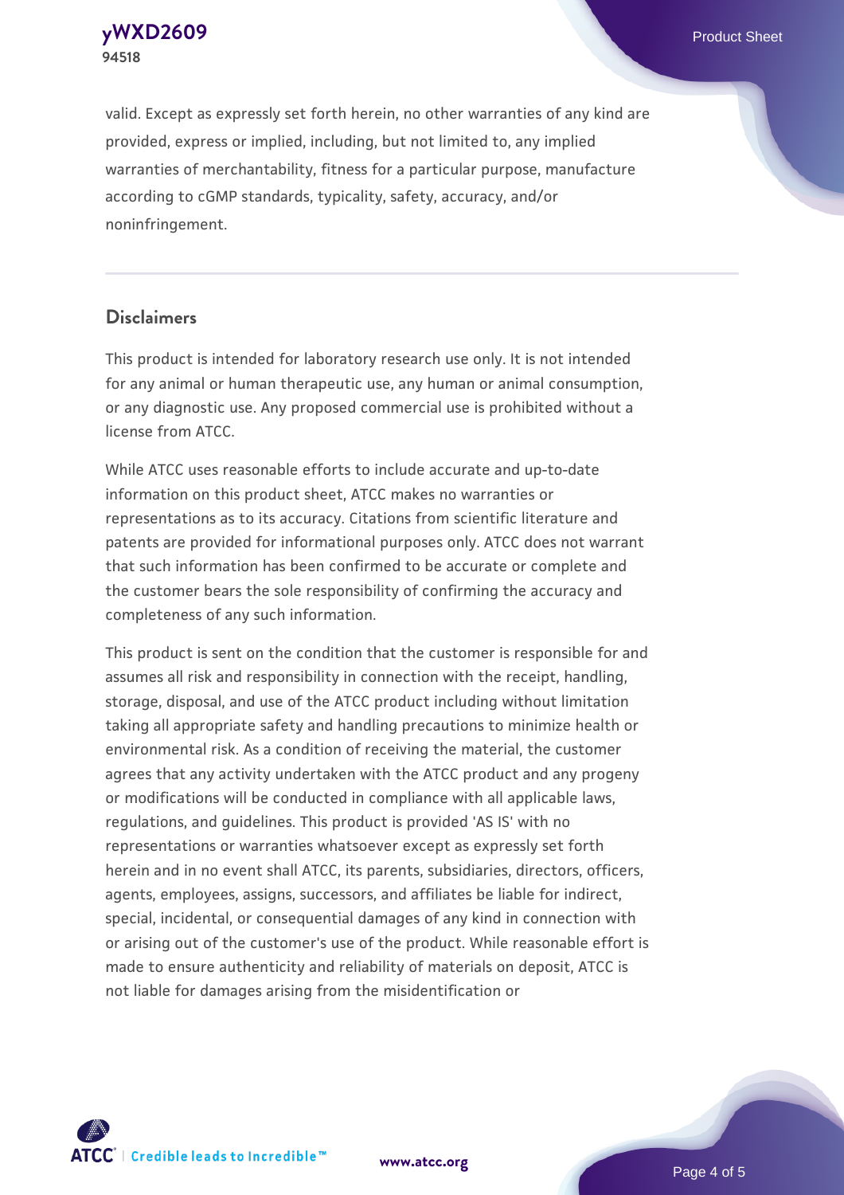valid. Except as expressly set forth herein, no other warranties of any kind are provided, express or implied, including, but not limited to, any implied warranties of merchantability, fitness for a particular purpose, manufacture according to cGMP standards, typicality, safety, accuracy, and/or noninfringement.

## Disclaimers

This product is intended for laboratory research use only. It is not intended for any animal or human therapeutic use, any human or animal consumption, or any diagnostic use. Any proposed commercial use is prohibited without a license from ATCC.

While ATCC uses reasonable efforts to include accurate and up-to-date information on this product sheet, ATCC makes no warranties or representations as to its accuracy. Citations from scientific literature and patents are provided for informational purposes only. ATCC does not warrant that such information has been confirmed to be accurate or complete and the customer bears the sole responsibility of confirming the accuracy and completeness of any such information.

This product is sent on the condition that the customer is responsible for and assumes all risk and responsibility in connection with the receipt, handling, storage, disposal, and use of the ATCC product including without limitation taking all appropriate safety and handling precautions to minimize health or environmental risk. As a condition of receiving the material, the customer agrees that any activity undertaken with the ATCC product and any progeny or modifications will be conducted in compliance with all applicable laws, regulations, and guidelines. This product is provided 'AS IS' with no representations or warranties whatsoever except as expressly set forth herein and in no event shall ATCC, its parents, subsidiaries, directors, officers, agents, employees, assigns, successors, and affiliates be liable for indirect, special, incidental, or consequential damages of any kind in connection with or arising out of the customer's use of the product. While reasonable effort is made to ensure authenticity and reliability of materials on deposit, ATCC is not liable for damages arising from the misidentification or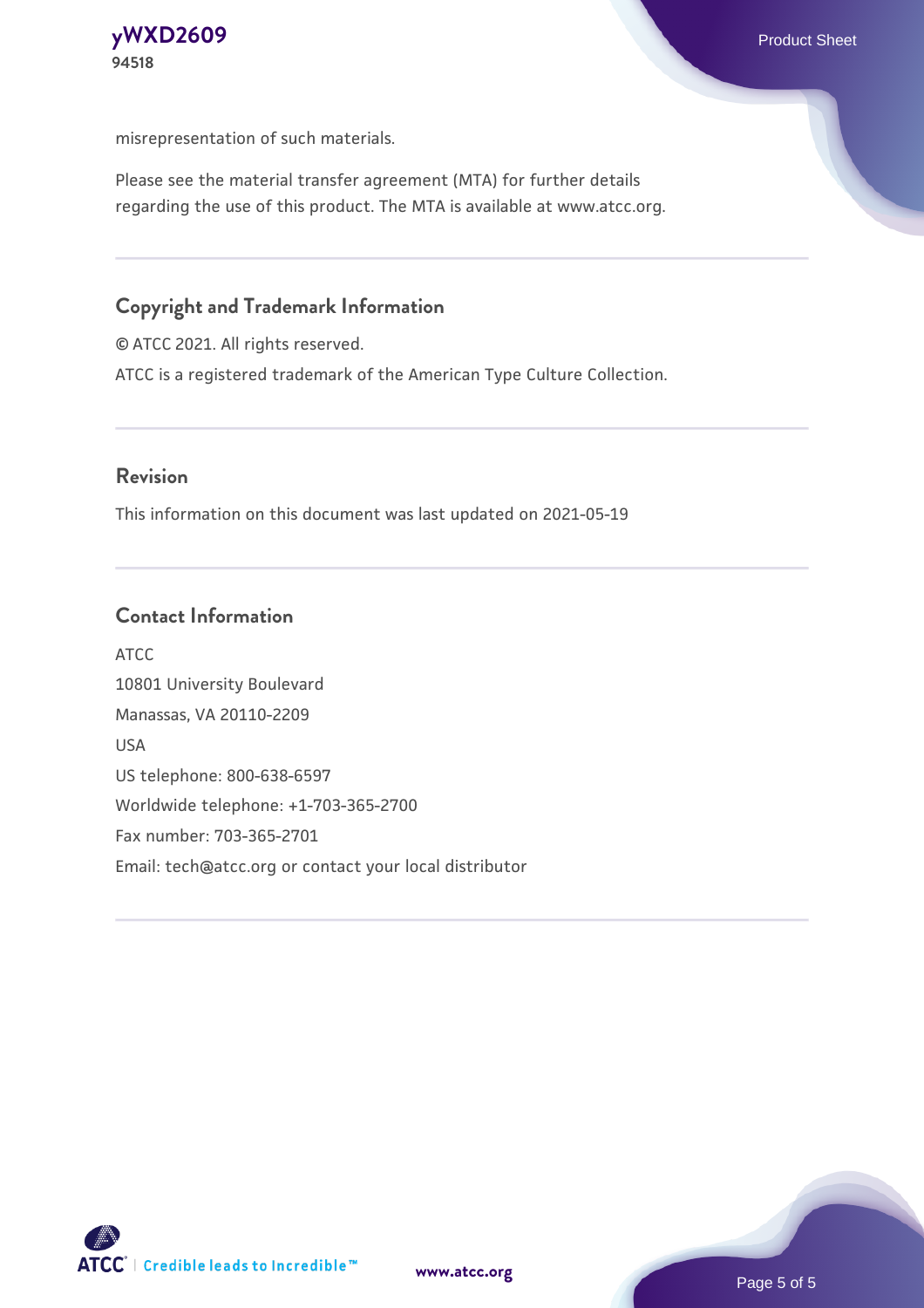misrepresentation of such materials.

Please see the material transfer agreement (MTA) for further details regarding the use of this product. The MTA is available at www.atcc.org.

## Copyright and Trademark Information

© ATCC 2021. All rights reserved.

ATCC is a registered trademark of the American Type Culture Collection.

## Revision

This information on this document was last updated on 2021-05-19

## Contact Information

ATCC
10801 University Boulevard
Manassas, VA 20110-2209
USA
US telephone: 800-638-6597
Worldwide telephone: +1-703-365-2700
Fax number: 703-365-2701
Email: tech@atcc.org or contact your local distributor